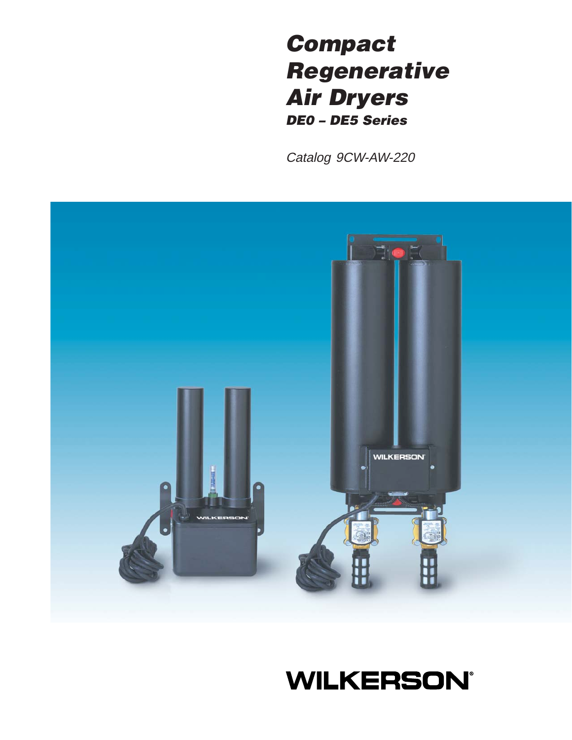# Compact Regenerative Air Dryers

## DE0 – DE5 Series

*Catalog 9CW-AW-220*

**WILKERSON**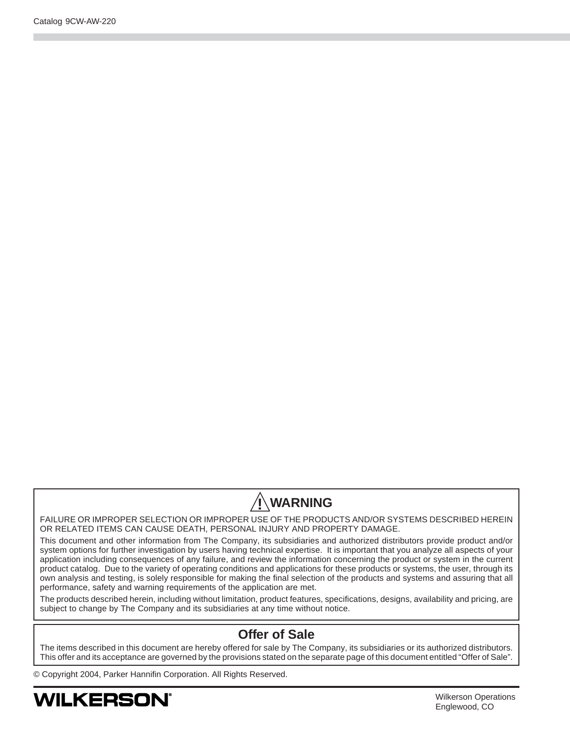## ⚠ WARNING

FAILURE OR IMPROPER SELECTION OR IMPROPER USE OF THE PRODUCTS AND/OR SYSTEMS DESCRIBED HEREIN OR RELATED ITEMS CAN CAUSE DEATH, PERSONAL INJURY AND PROPERTY DAMAGE.

This document and other information from The Company, its subsidiaries and authorized distributors provide product and/or system options for further investigation by users having technical expertise. It is important that you analyze all aspects of your application including consequences of any failure, and review the information concerning the product or system in the current product catalog. Due to the variety of operating conditions and applications for these products or systems, the user, through its own analysis and testing, is solely responsible for making the final selection of the products and systems and assuring that all performance, safety and warning requirements of the application are met.

The products described herein, including without limitation, product features, specifications, designs, availability and pricing, are subject to change by The Company and its subsidiaries at any time without notice.

## Offer of Sale

The items described in this document are hereby offered for sale by The Company, its subsidiaries or its authorized distributors. This offer and its acceptance are governed by the provisions stated on the separate page of this document entitled “Offer of Sale”.

© Copyright 2004, Parker Hannifin Corporation. All Rights Reserved.

**WILKERSON®**

Wilkerson Operations
Englewood, CO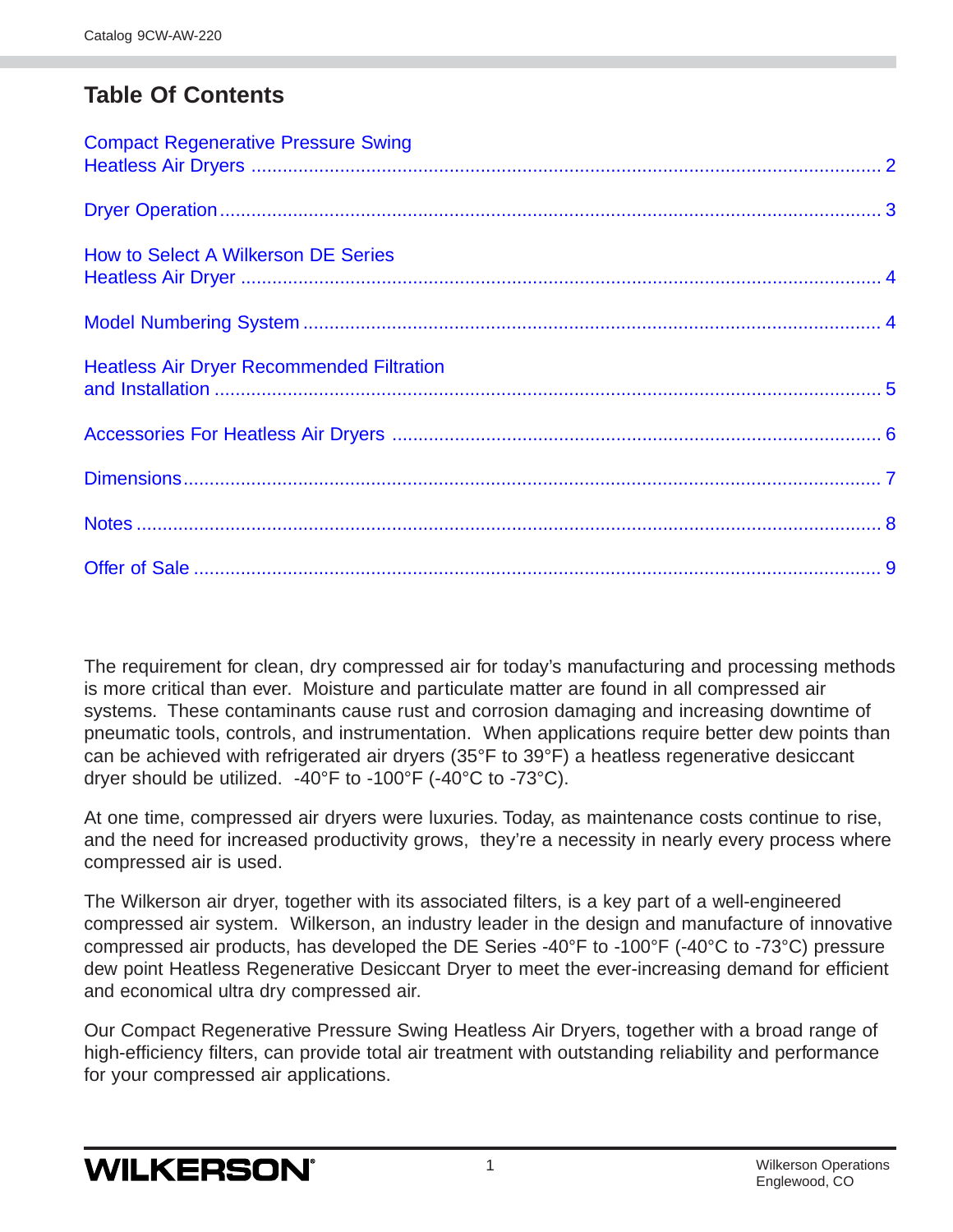# Table Of Contents

| | |
|---|---|
| Compact Regenerative Pressure Swing Heatless Air Dryers | 2 |
| Dryer Operation | 3 |
| How to Select A Wilkerson DE Series Heatless Air Dryer | 4 |
| Model Numbering System | 4 |
| Heatless Air Dryer Recommended Filtration and Installation | 5 |
| Accessories For Heatless Air Dryers | 6 |
| Dimensions | 7 |
| Notes | 8 |
| Offer of Sale | 9 |

The requirement for clean, dry compressed air for today's manufacturing and processing methods is more critical than ever. Moisture and particulate matter are found in all compressed air systems. These contaminants cause rust and corrosion damaging and increasing downtime of pneumatic tools, controls, and instrumentation. When applications require better dew points than can be achieved with refrigerated air dryers (35°F to 39°F) a heatless regenerative desiccant dryer should be utilized. -40°F to -100°F (-40°C to -73°C).

At one time, compressed air dryers were luxuries. Today, as maintenance costs continue to rise, and the need for increased productivity grows, they're a necessity in nearly every process where compressed air is used.

The Wilkerson air dryer, together with its associated filters, is a key part of a well-engineered compressed air system. Wilkerson, an industry leader in the design and manufacture of innovative compressed air products, has developed the DE Series -40°F to -100°F (-40°C to -73°C) pressure dew point Heatless Regenerative Desiccant Dryer to meet the ever-increasing demand for efficient and economical ultra dry compressed air.

Our Compact Regenerative Pressure Swing Heatless Air Dryers, together with a broad range of high-efficiency filters, can provide total air treatment with outstanding reliability and performance for your compressed air applications.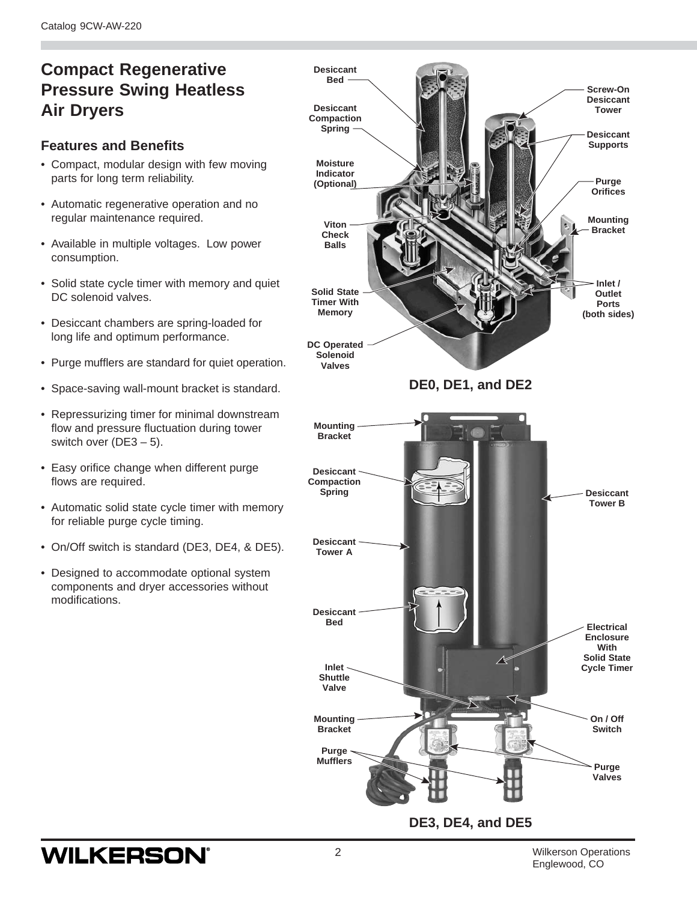# Compact Regenerative Pressure Swing Heatless Air Dryers

## Features and Benefits

- Compact, modular design with few moving parts for long term reliability.
- Automatic regenerative operation and no regular maintenance required.
- Available in multiple voltages. Low power consumption.
- Solid state cycle timer with memory and quiet DC solenoid valves.
- Desiccant chambers are spring-loaded for long life and optimum performance.
- Purge mufflers are standard for quiet operation.
- Space-saving wall-mount bracket is standard.
- Repressurizing timer for minimal downstream flow and pressure fluctuation during tower switch over (DE3 – 5).
- Easy orifice change when different purge flows are required.
- Automatic solid state cycle timer with memory for reliable purge cycle timing.
- On/Off switch is standard (DE3, DE4, & DE5).
- Designed to accommodate optional system components and dryer accessories without modifications.

Desiccant Bed, Desiccant Compaction Spring, Moisture Indicator (Optional), Viton Check Balls, Solid State Timer With Memory, DC Operated Solenoid Valves, Screw-On Desiccant Tower, Desiccant Supports, Purge Orifices, Mounting Bracket, Inlet / Outlet Ports (both sides)

**DE0, DE1, and DE2**

Mounting Bracket, Desiccant Compaction Spring, Desiccant Tower A, Desiccant Bed, Inlet Shuttle Valve, Mounting Bracket, Purge Mufflers, Desiccant Tower B, Electrical Enclosure With Solid State Cycle Timer, On / Off Switch, Purge Valves

**DE3, DE4, and DE5**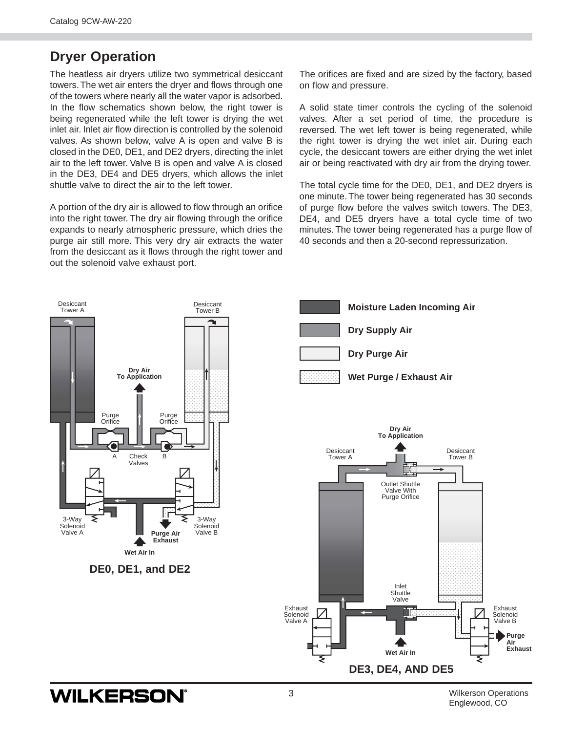## Dryer Operation

The heatless air dryers utilize two symmetrical desiccant towers. The wet air enters the dryer and flows through one of the towers where nearly all the water vapor is adsorbed. In the flow schematics shown below, the right tower is being regenerated while the left tower is drying the wet inlet air. Inlet air flow direction is controlled by the solenoid valves. As shown below, valve A is open and valve B is closed in the DE0, DE1, and DE2 dryers, directing the inlet air to the left tower. Valve B is open and valve A is closed in the DE3, DE4 and DE5 dryers, which allows the inlet shuttle valve to direct the air to the left tower.

A portion of the dry air is allowed to flow through an orifice into the right tower. The dry air flowing through the orifice expands to nearly atmospheric pressure, which dries the purge air still more. This very dry air extracts the water from the desiccant as it flows through the right tower and out the solenoid valve exhaust port.

The orifices are fixed and are sized by the factory, based on flow and pressure.

A solid state timer controls the cycling of the solenoid valves. After a set period of time, the procedure is reversed. The wet left tower is being regenerated, while the right tower is drying the wet inlet air. During each cycle, the desiccant towers are either drying the wet inlet air or being reactivated with dry air from the drying tower.

The total cycle time for the DE0, DE1, and DE2 dryers is one minute. The tower being regenerated has 30 seconds of purge flow before the valves switch towers. The DE3, DE4, and DE5 dryers have a total cycle time of two minutes. The tower being regenerated has a purge flow of 40 seconds and then a 20-second repressurization.

Desiccant Tower A, Desiccant Tower B, Dry Air To Application, Purge Orifice, Purge Orifice, A, Check Valves, B, 3-Way Solenoid Valve A, 3-Way Solenoid Valve B, Purge Air Exhaust, Wet Air In

**DE0, DE1, and DE2**

**Moisture Laden Incoming Air**

**Dry Supply Air**

**Dry Purge Air**

**Wet Purge / Exhaust Air**

Dry Air To Application, Desiccant Tower A, Desiccant Tower B, Outlet Shuttle Valve With Purge Orifice, Inlet Shuttle Valve, Exhaust Solenoid Valve A, Exhaust Solenoid Valve B, Purge Air Exhaust, Wet Air In

**DE3, DE4, AND DE5**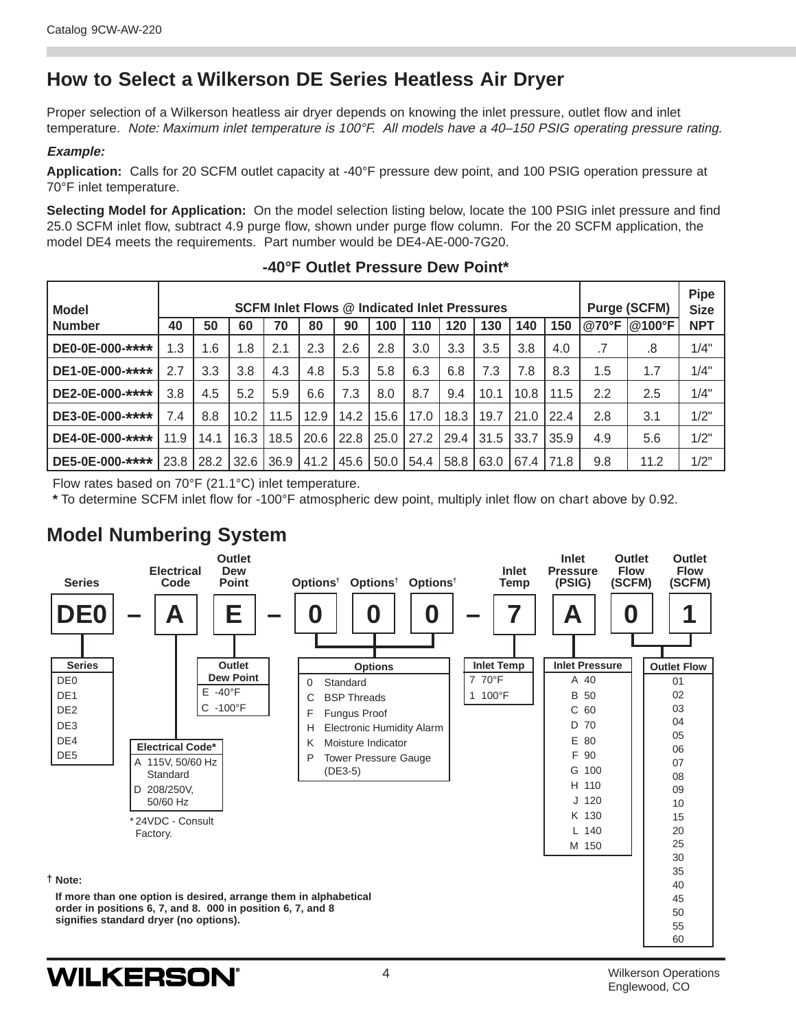# How to Select a Wilkerson DE Series Heatless Air Dryer

Proper selection of a Wilkerson heatless air dryer depends on knowing the inlet pressure, outlet flow and inlet temperature. *Note: Maximum inlet temperature is 100°F. All models have a 40–150 PSIG operating pressure rating.*

***Example:***

**Application:** Calls for 20 SCFM outlet capacity at -40°F pressure dew point, and 100 PSIG operation pressure at 70°F inlet temperature.

**Selecting Model for Application:** On the model selection listing below, locate the 100 PSIG inlet pressure and find 25.0 SCFM inlet flow, subtract 4.9 purge flow, shown under purge flow column. For the 20 SCFM application, the model DE4 meets the requirements. Part number would be DE4-AE-000-7G20.

### -40°F Outlet Pressure Dew Point*

| Model Number | SCFM Inlet Flows @ Indicated Inlet Pressures | | | | | | | | | | | | Purge (SCFM) | | Pipe Size NPT |
|---|---|---|---|---|---|---|---|---|---|---|---|---|---|---|---|
| | 40 | 50 | 60 | 70 | 80 | 90 | 100 | 110 | 120 | 130 | 140 | 150 | @70°F | @100°F | |
| DE0-0E-000-**** | 1.3 | 1.6 | 1.8 | 2.1 | 2.3 | 2.6 | 2.8 | 3.0 | 3.3 | 3.5 | 3.8 | 4.0 | .7 | .8 | 1/4" |
| DE1-0E-000-**** | 2.7 | 3.3 | 3.8 | 4.3 | 4.8 | 5.3 | 5.8 | 6.3 | 6.8 | 7.3 | 7.8 | 8.3 | 1.5 | 1.7 | 1/4" |
| DE2-0E-000-**** | 3.8 | 4.5 | 5.2 | 5.9 | 6.6 | 7.3 | 8.0 | 8.7 | 9.4 | 10.1 | 10.8 | 11.5 | 2.2 | 2.5 | 1/4" |
| DE3-0E-000-**** | 7.4 | 8.8 | 10.2 | 11.5 | 12.9 | 14.2 | 15.6 | 17.0 | 18.3 | 19.7 | 21.0 | 22.4 | 2.8 | 3.1 | 1/2" |
| DE4-0E-000-**** | 11.9 | 14.1 | 16.3 | 18.5 | 20.6 | 22.8 | 25.0 | 27.2 | 29.4 | 31.5 | 33.7 | 35.9 | 4.9 | 5.6 | 1/2" |
| DE5-0E-000-**** | 23.8 | 28.2 | 32.6 | 36.9 | 41.2 | 45.6 | 50.0 | 54.4 | 58.8 | 63.0 | 67.4 | 71.8 | 9.8 | 11.2 | 1/2" |

Flow rates based on 70°F (21.1°C) inlet temperature.

**\*** To determine SCFM inlet flow for -100°F atmospheric dew point, multiply inlet flow on chart above by 0.92.

## Model Numbering System

| Series | | Electrical Code | Outlet Dew Point | | Options† | Options† | Options† | | Inlet Temp | Inlet Pressure (PSIG) | Outlet Flow (SCFM) | Outlet Flow (SCFM) |
|---|---|---|---|---|---|---|---|---|---|---|---|---|
| DE0 | – | A | E | – | 0 | 0 | 0 | – | 7 | A | 0 | 1 |

**Series**
- DE0
- DE1
- DE2
- DE3
- DE4
- DE5

**Electrical Code***
- A 115V, 50/60 Hz Standard
- D 208/250V, 50/60 Hz

\* 24VDC - Consult Factory.

**Outlet Dew Point**
- E -40°F
- C -100°F

**Options**
- 0 Standard
- C BSP Threads
- F Fungus Proof
- H Electronic Humidity Alarm
- K Moisture Indicator
- P Tower Pressure Gauge (DE3-5)

**Inlet Temp**
- 7 70°F
- 1 100°F

**Inlet Pressure**
- A 40
- B 50
- C 60
- D 70
- E 80
- F 90
- G 100
- H 110
- J 120
- K 130
- L 140
- M 150

**Outlet Flow**
01, 02, 03, 04, 05, 06, 07, 08, 09, 10, 15, 20, 25, 30, 35, 40, 45, 50, 55, 60

**† Note:**

**If more than one option is desired, arrange them in alphabetical order in positions 6, 7, and 8. 000 in position 6, 7, and 8 signifies standard dryer (no options).**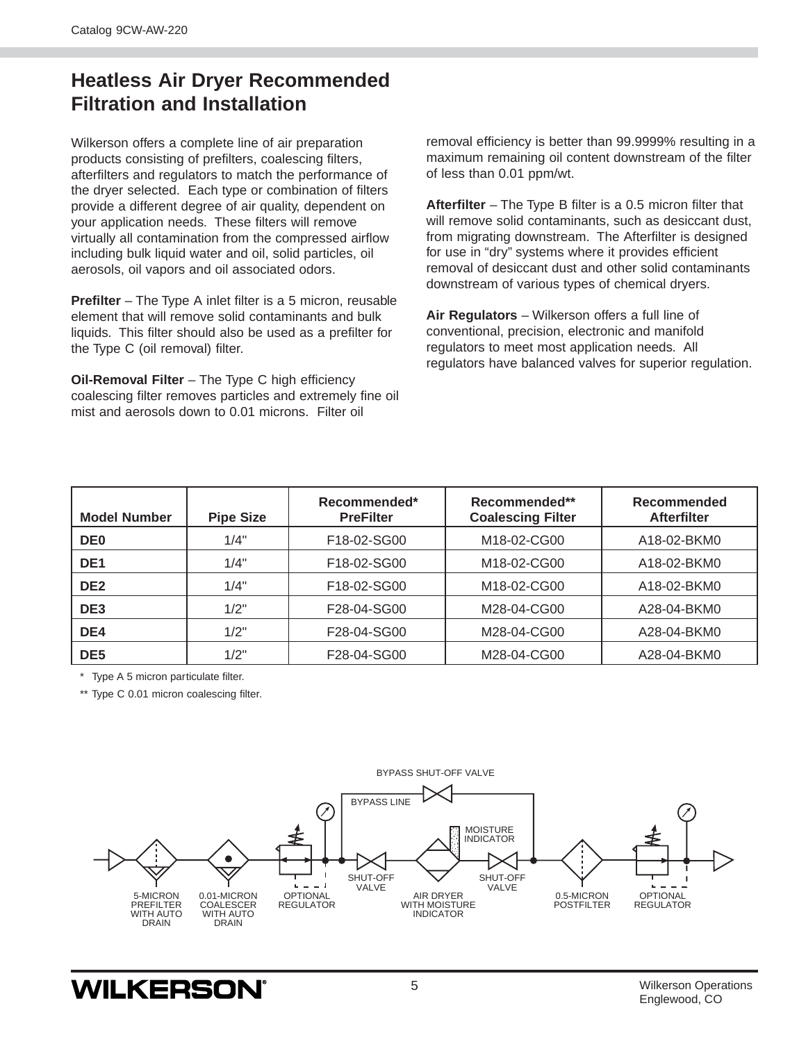# Heatless Air Dryer Recommended Filtration and Installation

Wilkerson offers a complete line of air preparation products consisting of prefilters, coalescing filters, afterfilters and regulators to match the performance of the dryer selected. Each type or combination of filters provide a different degree of air quality, dependent on your application needs. These filters will remove virtually all contamination from the compressed airflow including bulk liquid water and oil, solid particles, oil aerosols, oil vapors and oil associated odors.

**Prefilter** – The Type A inlet filter is a 5 micron, reusable element that will remove solid contaminants and bulk liquids. This filter should also be used as a prefilter for the Type C (oil removal) filter.

**Oil-Removal Filter** – The Type C high efficiency coalescing filter removes particles and extremely fine oil mist and aerosols down to 0.01 microns. Filter oil removal efficiency is better than 99.9999% resulting in a maximum remaining oil content downstream of the filter of less than 0.01 ppm/wt.

**Afterfilter** – The Type B filter is a 0.5 micron filter that will remove solid contaminants, such as desiccant dust, from migrating downstream. The Afterfilter is designed for use in "dry" systems where it provides efficient removal of desiccant dust and other solid contaminants downstream of various types of chemical dryers.

**Air Regulators** – Wilkerson offers a full line of conventional, precision, electronic and manifold regulators to meet most application needs. All regulators have balanced valves for superior regulation.

| Model Number | Pipe Size | Recommended* PreFilter | Recommended** Coalescing Filter | Recommended Afterfilter |
|---|---|---|---|---|
| **DE0** | 1/4" | F18-02-SG00 | M18-02-CG00 | A18-02-BKM0 |
| **DE1** | 1/4" | F18-02-SG00 | M18-02-CG00 | A18-02-BKM0 |
| **DE2** | 1/4" | F18-02-SG00 | M18-02-CG00 | A18-02-BKM0 |
| **DE3** | 1/2" | F28-04-SG00 | M28-04-CG00 | A28-04-BKM0 |
| **DE4** | 1/2" | F28-04-SG00 | M28-04-CG00 | A28-04-BKM0 |
| **DE5** | 1/2" | F28-04-SG00 | M28-04-CG00 | A28-04-BKM0 |

\* Type A 5 micron particulate filter.

** Type C 0.01 micron coalescing filter.

BYPASS SHUT-OFF VALVE

BYPASS LINE

MOISTURE INDICATOR

5-MICRON PREFILTER WITH AUTO DRAIN

0.01-MICRON COALESCER WITH AUTO DRAIN

OPTIONAL REGULATOR

SHUT-OFF VALVE

AIR DRYER WITH MOISTURE INDICATOR

SHUT-OFF VALVE

0.5-MICRON POSTFILTER

OPTIONAL REGULATOR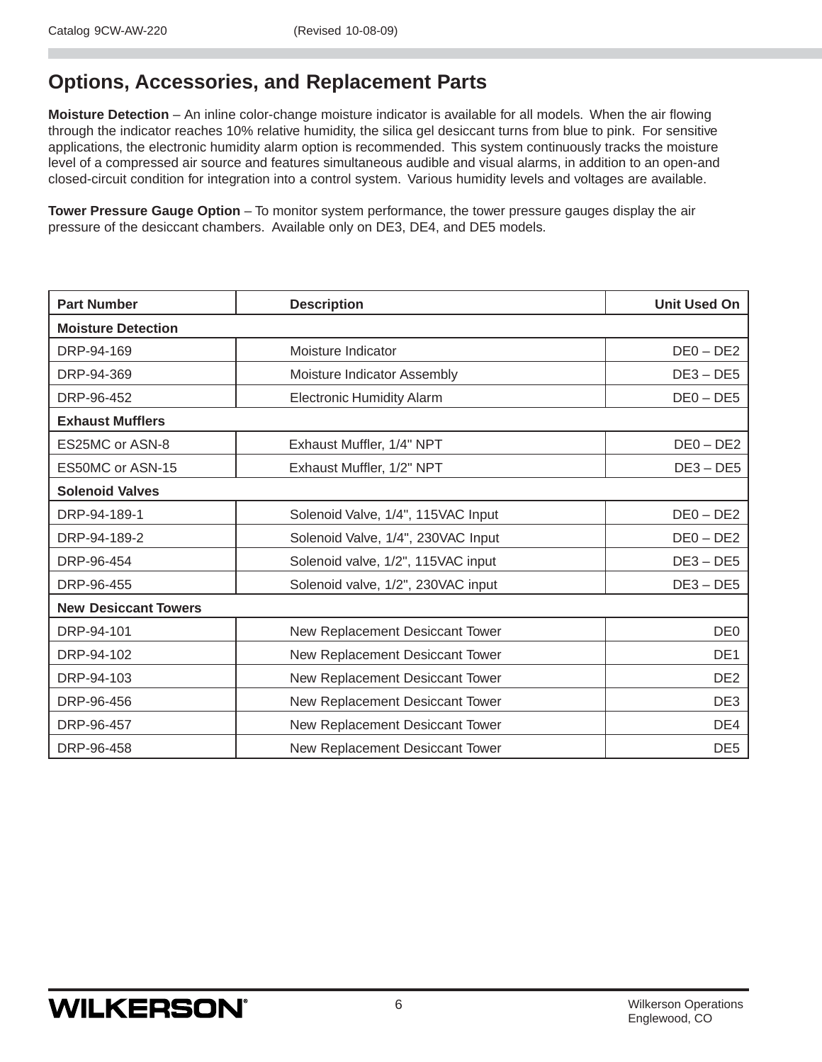## Options, Accessories, and Replacement Parts

**Moisture Detection** – An inline color-change moisture indicator is available for all models. When the air flowing through the indicator reaches 10% relative humidity, the silica gel desiccant turns from blue to pink. For sensitive applications, the electronic humidity alarm option is recommended. This system continuously tracks the moisture level of a compressed air source and features simultaneous audible and visual alarms, in addition to an open-and closed-circuit condition for integration into a control system. Various humidity levels and voltages are available.

**Tower Pressure Gauge Option** – To monitor system performance, the tower pressure gauges display the air pressure of the desiccant chambers. Available only on DE3, DE4, and DE5 models.

| Part Number | Description | Unit Used On |
|---|---|---|
| **Moisture Detection** | | |
| DRP-94-169 | Moisture Indicator | DE0 – DE2 |
| DRP-94-369 | Moisture Indicator Assembly | DE3 – DE5 |
| DRP-96-452 | Electronic Humidity Alarm | DE0 – DE5 |
| **Exhaust Mufflers** | | |
| ES25MC or ASN-8 | Exhaust Muffler, 1/4" NPT | DE0 – DE2 |
| ES50MC or ASN-15 | Exhaust Muffler, 1/2" NPT | DE3 – DE5 |
| **Solenoid Valves** | | |
| DRP-94-189-1 | Solenoid Valve, 1/4", 115VAC Input | DE0 – DE2 |
| DRP-94-189-2 | Solenoid Valve, 1/4", 230VAC Input | DE0 – DE2 |
| DRP-96-454 | Solenoid valve, 1/2", 115VAC input | DE3 – DE5 |
| DRP-96-455 | Solenoid valve, 1/2", 230VAC input | DE3 – DE5 |
| **New Desiccant Towers** | | |
| DRP-94-101 | New Replacement Desiccant Tower | DE0 |
| DRP-94-102 | New Replacement Desiccant Tower | DE1 |
| DRP-94-103 | New Replacement Desiccant Tower | DE2 |
| DRP-96-456 | New Replacement Desiccant Tower | DE3 |
| DRP-96-457 | New Replacement Desiccant Tower | DE4 |
| DRP-96-458 | New Replacement Desiccant Tower | DE5 |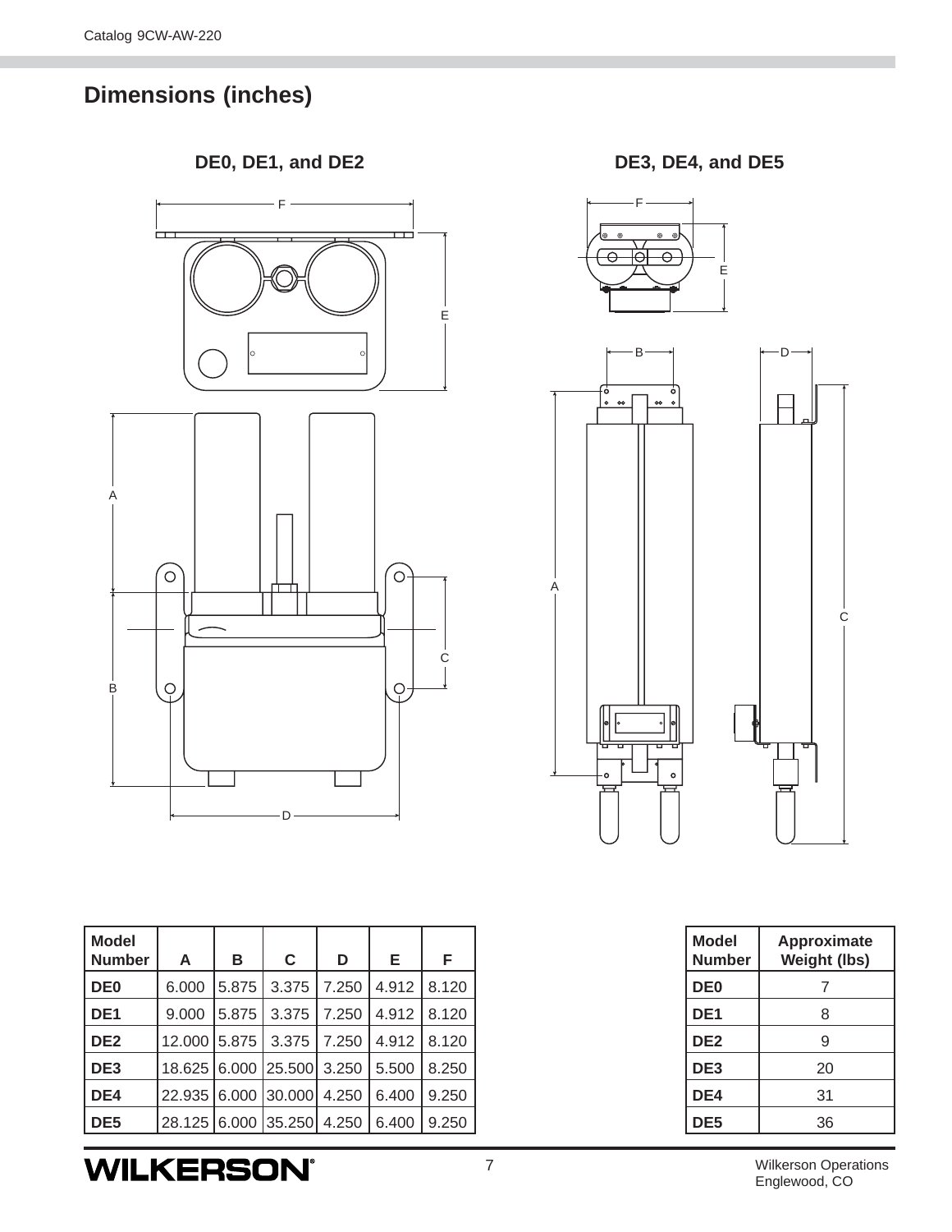## Dimensions (inches)

**DE0, DE1, and DE2**

**DE3, DE4, and DE5**

| Model Number | A | B | C | D | E | F |
|---|---|---|---|---|---|---|
| **DE0** | 6.000 | 5.875 | 3.375 | 7.250 | 4.912 | 8.120 |
| **DE1** | 9.000 | 5.875 | 3.375 | 7.250 | 4.912 | 8.120 |
| **DE2** | 12.000 | 5.875 | 3.375 | 7.250 | 4.912 | 8.120 |
| **DE3** | 18.625 | 6.000 | 25.500 | 3.250 | 5.500 | 8.250 |
| **DE4** | 22.935 | 6.000 | 30.000 | 4.250 | 6.400 | 9.250 |
| **DE5** | 28.125 | 6.000 | 35.250 | 4.250 | 6.400 | 9.250 |

| Model Number | Approximate Weight (lbs) |
|---|---|
| **DE0** | 7 |
| **DE1** | 8 |
| **DE2** | 9 |
| **DE3** | 20 |
| **DE4** | 31 |
| **DE5** | 36 |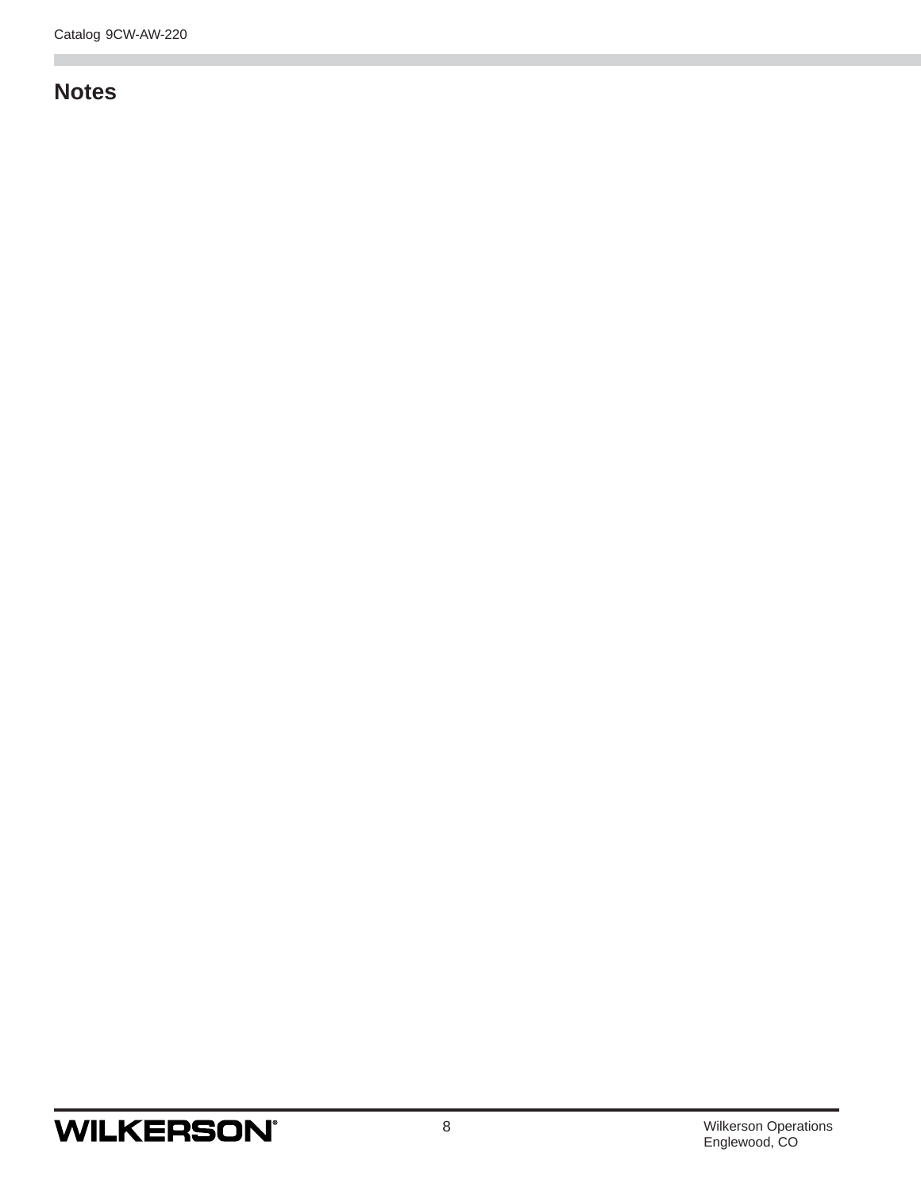## Notes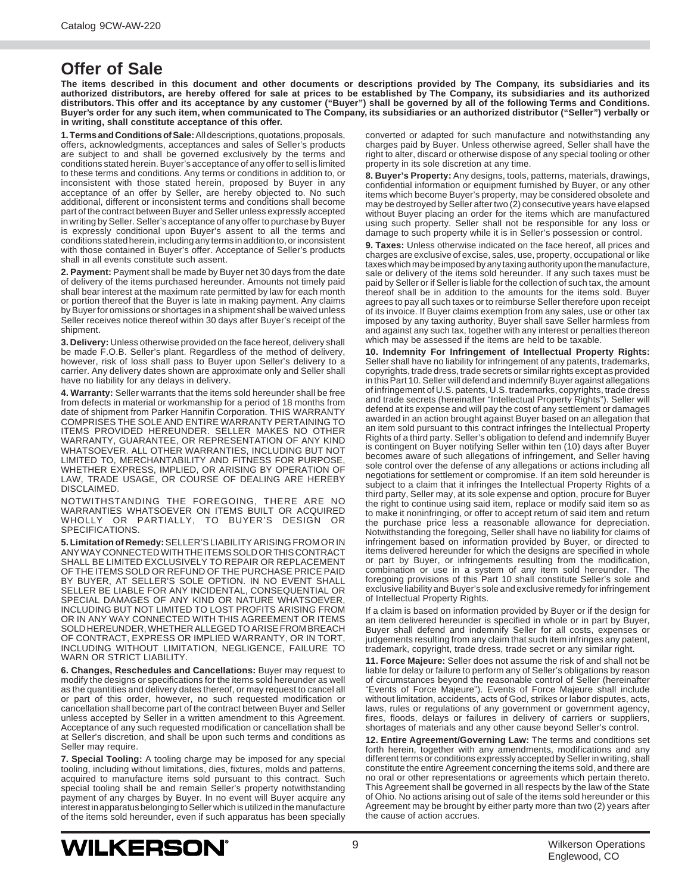# Offer of Sale

**The items described in this document and other documents or descriptions provided by The Company, its subsidiaries and its authorized distributors, are hereby offered for sale at prices to be established by The Company, its subsidiaries and its authorized distributors. This offer and its acceptance by any customer ("Buyer") shall be governed by all of the following Terms and Conditions. Buyer's order for any such item, when communicated to The Company, its subsidiaries or an authorized distributor ("Seller") verbally or in writing, shall constitute acceptance of this offer.**

**1. Terms and Conditions of Sale:** All descriptions, quotations, proposals, offers, acknowledgments, acceptances and sales of Seller's products are subject to and shall be governed exclusively by the terms and conditions stated herein. Buyer's acceptance of any offer to sell is limited to these terms and conditions. Any terms or conditions in addition to, or inconsistent with those stated herein, proposed by Buyer in any acceptance of an offer by Seller, are hereby objected to. No such additional, different or inconsistent terms and conditions shall become part of the contract between Buyer and Seller unless expressly accepted in writing by Seller. Seller's acceptance of any offer to purchase by Buyer is expressly conditional upon Buyer's assent to all the terms and conditions stated herein, including any terms in addition to, or inconsistent with those contained in Buyer's offer. Acceptance of Seller's products shall in all events constitute such assent.

**2. Payment:** Payment shall be made by Buyer net 30 days from the date of delivery of the items purchased hereunder. Amounts not timely paid shall bear interest at the maximum rate permitted by law for each month or portion thereof that the Buyer is late in making payment. Any claims by Buyer for omissions or shortages in a shipment shall be waived unless Seller receives notice thereof within 30 days after Buyer's receipt of the shipment.

**3. Delivery:** Unless otherwise provided on the face hereof, delivery shall be made F.O.B. Seller's plant. Regardless of the method of delivery, however, risk of loss shall pass to Buyer upon Seller's delivery to a carrier. Any delivery dates shown are approximate only and Seller shall have no liability for any delays in delivery.

**4. Warranty:** Seller warrants that the items sold hereunder shall be free from defects in material or workmanship for a period of 18 months from date of shipment from Parker Hannifin Corporation. THIS WARRANTY COMPRISES THE SOLE AND ENTIRE WARRANTY PERTAINING TO ITEMS PROVIDED HEREUNDER. SELLER MAKES NO OTHER WARRANTY, GUARANTEE, OR REPRESENTATION OF ANY KIND WHATSOEVER. ALL OTHER WARRANTIES, INCLUDING BUT NOT LIMITED TO, MERCHANTABILITY AND FITNESS FOR PURPOSE, WHETHER EXPRESS, IMPLIED, OR ARISING BY OPERATION OF LAW, TRADE USAGE, OR COURSE OF DEALING ARE HEREBY DISCLAIMED.

NOTWITHSTANDING THE FOREGOING, THERE ARE NO WARRANTIES WHATSOEVER ON ITEMS BUILT OR ACQUIRED WHOLLY OR PARTIALLY, TO BUYER'S DESIGN OR SPECIFICATIONS.

**5. Limitation of Remedy:** SELLER'S LIABILITY ARISING FROM OR IN ANY WAY CONNECTED WITH THE ITEMS SOLD OR THIS CONTRACT SHALL BE LIMITED EXCLUSIVELY TO REPAIR OR REPLACEMENT OF THE ITEMS SOLD OR REFUND OF THE PURCHASE PRICE PAID BY BUYER, AT SELLER'S SOLE OPTION. IN NO EVENT SHALL SELLER BE LIABLE FOR ANY INCIDENTAL, CONSEQUENTIAL OR SPECIAL DAMAGES OF ANY KIND OR NATURE WHATSOEVER, INCLUDING BUT NOT LIMITED TO LOST PROFITS ARISING FROM OR IN ANY WAY CONNECTED WITH THIS AGREEMENT OR ITEMS SOLD HEREUNDER, WHETHER ALLEGED TO ARISE FROM BREACH OF CONTRACT, EXPRESS OR IMPLIED WARRANTY, OR IN TORT, INCLUDING WITHOUT LIMITATION, NEGLIGENCE, FAILURE TO WARN OR STRICT LIABILITY.

**6. Changes, Reschedules and Cancellations:** Buyer may request to modify the designs or specifications for the items sold hereunder as well as the quantities and delivery dates thereof, or may request to cancel all or part of this order, however, no such requested modification or cancellation shall become part of the contract between Buyer and Seller unless accepted by Seller in a written amendment to this Agreement. Acceptance of any such requested modification or cancellation shall be at Seller's discretion, and shall be upon such terms and conditions as Seller may require.

**7. Special Tooling:** A tooling charge may be imposed for any special tooling, including without limitations, dies, fixtures, molds and patterns, acquired to manufacture items sold pursuant to this contract. Such special tooling shall be and remain Seller's property notwithstanding payment of any charges by Buyer. In no event will Buyer acquire any interest in apparatus belonging to Seller which is utilized in the manufacture of the items sold hereunder, even if such apparatus has been specially converted or adapted for such manufacture and notwithstanding any charges paid by Buyer. Unless otherwise agreed, Seller shall have the right to alter, discard or otherwise dispose of any special tooling or other property in its sole discretion at any time.

**8. Buyer's Property:** Any designs, tools, patterns, materials, drawings, confidential information or equipment furnished by Buyer, or any other items which become Buyer's property, may be considered obsolete and may be destroyed by Seller after two (2) consecutive years have elapsed without Buyer placing an order for the items which are manufactured using such property. Seller shall not be responsible for any loss or damage to such property while it is in Seller's possession or control.

**9. Taxes:** Unless otherwise indicated on the face hereof, all prices and charges are exclusive of excise, sales, use, property, occupational or like taxes which may be imposed by any taxing authority upon the manufacture, sale or delivery of the items sold hereunder. If any such taxes must be paid by Seller or if Seller is liable for the collection of such tax, the amount thereof shall be in addition to the amounts for the items sold. Buyer agrees to pay all such taxes or to reimburse Seller therefore upon receipt of its invoice. If Buyer claims exemption from any sales, use or other tax imposed by any taxing authority, Buyer shall save Seller harmless from and against any such tax, together with any interest or penalties thereon which may be assessed if the items are held to be taxable.

**10. Indemnity For Infringement of Intellectual Property Rights:** Seller shall have no liability for infringement of any patents, trademarks, copyrights, trade dress, trade secrets or similar rights except as provided in this Part 10. Seller will defend and indemnify Buyer against allegations of infringement of U.S. patents, U.S. trademarks, copyrights, trade dress and trade secrets (hereinafter "Intellectual Property Rights"). Seller will defend at its expense and will pay the cost of any settlement or damages awarded in an action brought against Buyer based on an allegation that an item sold pursuant to this contract infringes the Intellectual Property Rights of a third party. Seller's obligation to defend and indemnify Buyer is contingent on Buyer notifying Seller within ten (10) days after Buyer becomes aware of such allegations of infringement, and Seller having sole control over the defense of any allegations or actions including all negotiations for settlement or compromise. If an item sold hereunder is subject to a claim that it infringes the Intellectual Property Rights of a third party, Seller may, at its sole expense and option, procure for Buyer the right to continue using said item, replace or modify said item so as to make it noninfringing, or offer to accept return of said item and return the purchase price less a reasonable allowance for depreciation. Notwithstanding the foregoing, Seller shall have no liability for claims of infringement based on information provided by Buyer, or directed to items delivered hereunder for which the designs are specified in whole or part by Buyer, or infringements resulting from the modification, combination or use in a system of any item sold hereunder. The foregoing provisions of this Part 10 shall constitute Seller's sole and exclusive liability and Buyer's sole and exclusive remedy for infringement of Intellectual Property Rights.

If a claim is based on information provided by Buyer or if the design for an item delivered hereunder is specified in whole or in part by Buyer, Buyer shall defend and indemnify Seller for all costs, expenses or judgements resulting from any claim that such item infringes any patent, trademark, copyright, trade dress, trade secret or any similar right.

**11. Force Majeure:** Seller does not assume the risk of and shall not be liable for delay or failure to perform any of Seller's obligations by reason of circumstances beyond the reasonable control of Seller (hereinafter "Events of Force Majeure"). Events of Force Majeure shall include without limitation, accidents, acts of God, strikes or labor disputes, acts, laws, rules or regulations of any government or government agency, fires, floods, delays or failures in delivery of carriers or suppliers, shortages of materials and any other cause beyond Seller's control.

**12. Entire Agreement/Governing Law:** The terms and conditions set forth herein, together with any amendments, modifications and any different terms or conditions expressly accepted by Seller in writing, shall constitute the entire Agreement concerning the items sold, and there are no oral or other representations or agreements which pertain thereto. This Agreement shall be governed in all respects by the law of the State of Ohio. No actions arising out of sale of the items sold hereunder or this Agreement may be brought by either party more than two (2) years after the cause of action accrues.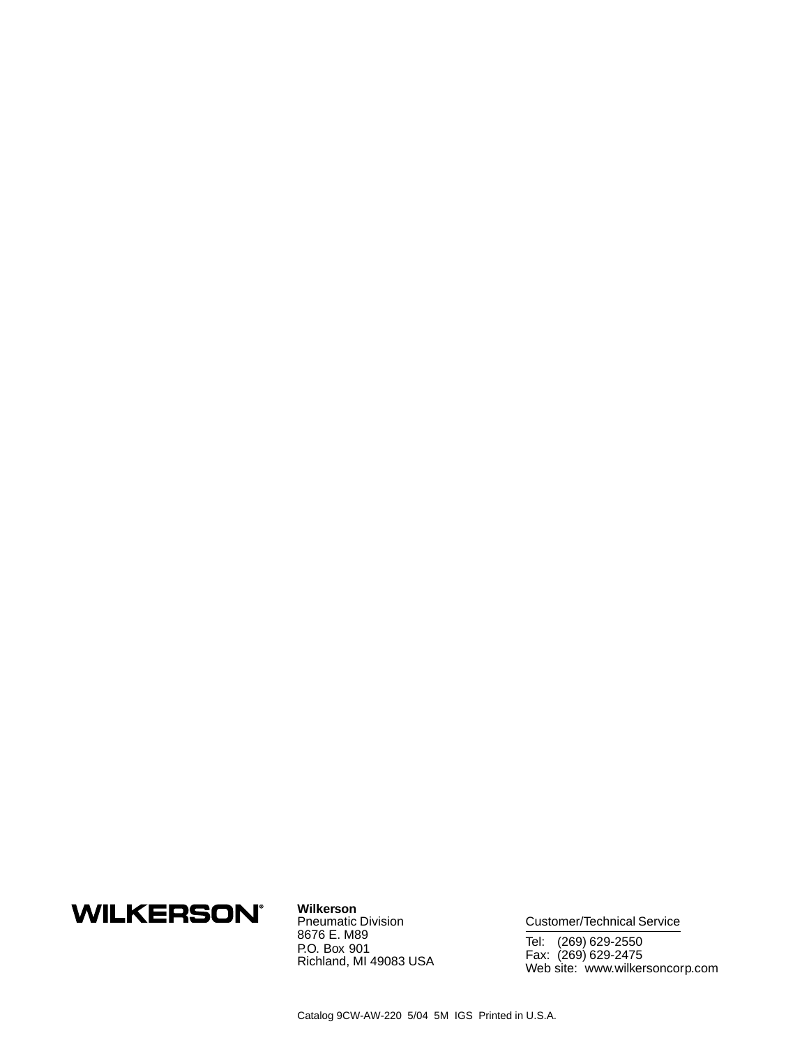**WILKERSON®**

**Wilkerson**
Pneumatic Division
8676 E. M89
P.O. Box 901
Richland, MI 49083 USA

Customer/Technical Service

Tel: (269) 629-2550
Fax: (269) 629-2475
Web site: www.wilkersoncorp.com

Catalog 9CW-AW-220 5/04 5M IGS Printed in U.S.A.